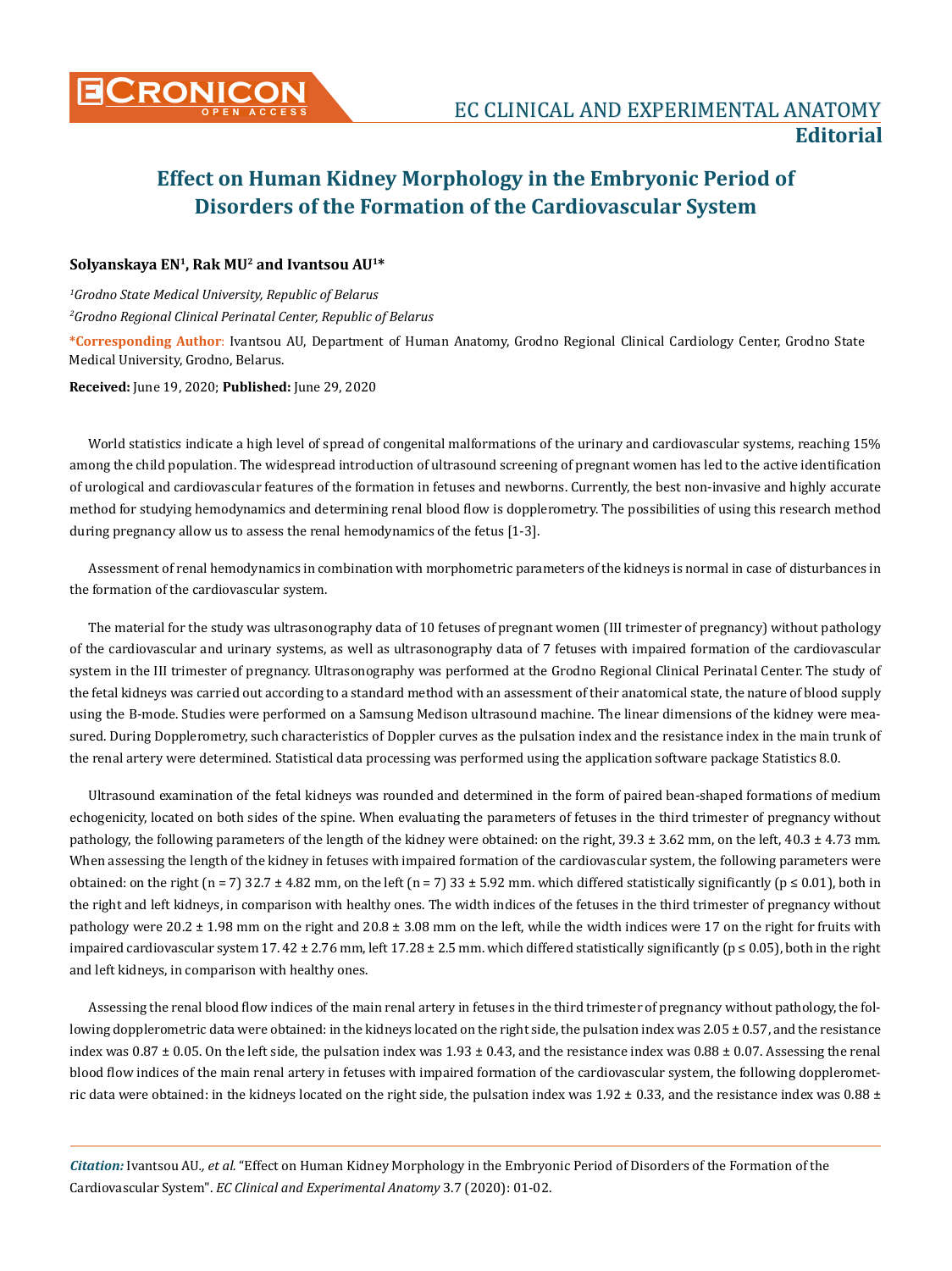# Effect on Human Kidney Morphology in the Embryonic Period of Disorders of the Formation of the Cardiovascular System

**Solyanskaya EN[1], Rak MU[2] and Ivantsou AU[1]***

*[1]Grodno State Medical University, Republic of Belarus*

*[2]Grodno Regional Clinical Perinatal Center, Republic of Belarus*

**\*Corresponding Author**: Ivantsou AU, Department of Human Anatomy, Grodno Regional Clinical Cardiology Center, Grodno State Medical University, Grodno, Belarus.

**Received:** June 19, 2020; **Published:** June 29, 2020

World statistics indicate a high level of spread of congenital malformations of the urinary and cardiovascular systems, reaching 15% among the child population. The widespread introduction of ultrasound screening of pregnant women has led to the active identification of urological and cardiovascular features of the formation in fetuses and newborns. Currently, the best non-invasive and highly accurate method for studying hemodynamics and determining renal blood flow is dopplerometry. The possibilities of using this research method during pregnancy allow us to assess the renal hemodynamics of the fetus [1-3].

Assessment of renal hemodynamics in combination with morphometric parameters of the kidneys is normal in case of disturbances in the formation of the cardiovascular system.

The material for the study was ultrasonography data of 10 fetuses of pregnant women (III trimester of pregnancy) without pathology of the cardiovascular and urinary systems, as well as ultrasonography data of 7 fetuses with impaired formation of the cardiovascular system in the III trimester of pregnancy. Ultrasonography was performed at the Grodno Regional Clinical Perinatal Center. The study of the fetal kidneys was carried out according to a standard method with an assessment of their anatomical state, the nature of blood supply using the B-mode. Studies were performed on a Samsung Medison ultrasound machine. The linear dimensions of the kidney were measured. During Dopplerometry, such characteristics of Doppler curves as the pulsation index and the resistance index in the main trunk of the renal artery were determined. Statistical data processing was performed using the application software package Statistics 8.0.

Ultrasound examination of the fetal kidneys was rounded and determined in the form of paired bean-shaped formations of medium echogenicity, located on both sides of the spine. When evaluating the parameters of fetuses in the third trimester of pregnancy without pathology, the following parameters of the length of the kidney were obtained: on the right, 39.3 ± 3.62 mm, on the left, 40.3 ± 4.73 mm. When assessing the length of the kidney in fetuses with impaired formation of the cardiovascular system, the following parameters were obtained: on the right (n = 7) 32.7 ± 4.82 mm, on the left (n = 7) 33 ± 5.92 mm. which differed statistically significantly ($p \leq 0.01$), both in the right and left kidneys, in comparison with healthy ones. The width indices of the fetuses in the third trimester of pregnancy without pathology were 20.2 ± 1.98 mm on the right and 20.8 ± 3.08 mm on the left, while the width indices were 17 on the right for fruits with impaired cardiovascular system 17. 42 ± 2.76 mm, left 17.28 ± 2.5 mm. which differed statistically significantly ($p \leq 0.05$), both in the right and left kidneys, in comparison with healthy ones.

Assessing the renal blood flow indices of the main renal artery in fetuses in the third trimester of pregnancy without pathology, the following dopplerometric data were obtained: in the kidneys located on the right side, the pulsation index was 2.05 ± 0.57, and the resistance index was 0.87 ± 0.05. On the left side, the pulsation index was 1.93 ± 0.43, and the resistance index was 0.88 ± 0.07. Assessing the renal blood flow indices of the main renal artery in fetuses with impaired formation of the cardiovascular system, the following dopplerometric data were obtained: in the kidneys located on the right side, the pulsation index was 1.92 ± 0.33, and the resistance index was 0.88 ±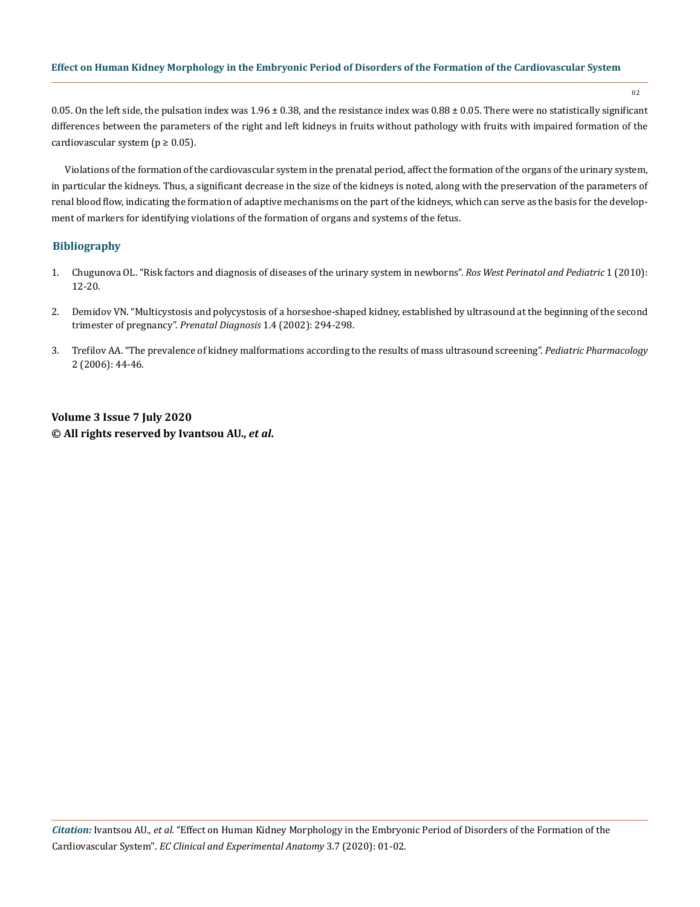0.05. On the left side, the pulsation index was 1.96 ± 0.38, and the resistance index was 0.88 ± 0.05. There were no statistically significant differences between the parameters of the right and left kidneys in fruits without pathology with fruits with impaired formation of the cardiovascular system ($p \geq 0.05$).

Violations of the formation of the cardiovascular system in the prenatal period, affect the formation of the organs of the urinary system, in particular the kidneys. Thus, a significant decrease in the size of the kidneys is noted, along with the preservation of the parameters of renal blood flow, indicating the formation of adaptive mechanisms on the part of the kidneys, which can serve as the basis for the development of markers for identifying violations of the formation of organs and systems of the fetus.

## Bibliography

1. Chugunova OL. "Risk factors and diagnosis of diseases of the urinary system in newborns". *Ros West Perinatol and Pediatric* 1 (2010): 12-20.
2. Demidov VN. "Multicystosis and polycystosis of a horseshoe-shaped kidney, established by ultrasound at the beginning of the second trimester of pregnancy". *Prenatal Diagnosis* 1.4 (2002): 294-298.
3. Trefilov AA. "The prevalence of kidney malformations according to the results of mass ultrasound screening". *Pediatric Pharmacology* 2 (2006): 44-46.

**Volume 3 Issue 7 July 2020**
**© All rights reserved by Ivantsou AU., *et al*.**